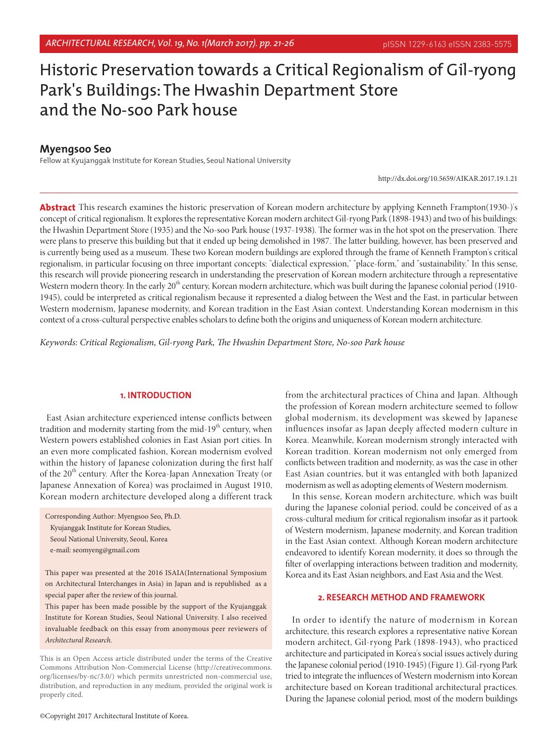# Historic Preservation towards a Critical Regionalism of Gil-ryong Park's Buildings: The Hwashin Department Store and the No-soo Park house

**Myengsoo Seo**

Fellow at Kyujanggak Institute for Korean Studies, Seoul National University

http://dx.doi.org/10.5659/AIKAR.2017.19.1.21

**Abstract** This research examines the historic preservation of Korean modern architecture by applying Kenneth Frampton(1930-)'s concept of critical regionalism. It explores the representative Korean modern architect Gil-ryong Park (1898-1943) and two of his buildings: the Hwashin Department Store (1935) and the No-soo Park house (1937-1938). The former was in the hot spot on the preservation. There were plans to preserve this building but that it ended up being demolished in 1987. The latter building, however, has been preserved and is currently being used as a museum. These two Korean modern buildings are explored through the frame of Kenneth Frampton's critical regionalism, in particular focusing on three important concepts: "dialectical expression," "place-form," and "sustainability." In this sense, this research will provide pioneering research in understanding the preservation of Korean modern architecture through a representative Western modern theory. In the early 20th century, Korean modern architecture, which was built during the Japanese colonial period (1910-1945), could be interpreted as critical regionalism because it represented a dialog between the West and the East, in particular between Western modernism, Japanese modernity, and Korean tradition in the East Asian context. Understanding Korean modernism in this context of a cross-cultural perspective enables scholars to define both the origins and uniqueness of Korean modern architecture.

*Keywords: Critical Regionalism, Gil-ryong Park, The Hwashin Department Store, No-soo Park house*

## 1. INTRODUCTION

East Asian architecture experienced intense conflicts between tradition and modernity starting from the mid-19th century, when Western powers established colonies in East Asian port cities. In an even more complicated fashion, Korean modernism evolved within the history of Japanese colonization during the first half of the 20th century. After the Korea-Japan Annexation Treaty (or Japanese Annexation of Korea) was proclaimed in August 1910, Korean modern architecture developed along a different track from the architectural practices of China and Japan. Although the profession of Korean modern architecture seemed to follow global modernism, its development was skewed by Japanese influences insofar as Japan deeply affected modern culture in Korea. Meanwhile, Korean modernism strongly interacted with Korean tradition. Korean modernism not only emerged from conflicts between tradition and modernity, as was the case in other East Asian countries, but it was entangled with both Japanized modernism as well as adopting elements of Western modernism.

In this sense, Korean modern architecture, which was built during the Japanese colonial period, could be conceived of as a cross-cultural medium for critical regionalism insofar as it partook of Western modernism, Japanese modernity, and Korean tradition in the East Asian context. Although Korean modern architecture endeavored to identify Korean modernity, it does so through the filter of overlapping interactions between tradition and modernity, Korea and its East Asian neighbors, and East Asia and the West.

Corresponding Author: Myengsoo Seo, Ph.D.
Kyujanggak Institute for Korean Studies,
Seoul National University, Seoul, Korea
e-mail: seomyeng@gmail.com

This paper was presented at the 2016 ISAIA(International Symposium on Architectural Interchanges in Asia) in Japan and is republished as a special paper after the review of this journal.
This paper has been made possible by the support of the Kyujanggak Institute for Korean Studies, Seoul National University. I also received invaluable feedback on this essay from anonymous peer reviewers of *Architectural Research*.

This is an Open Access article distributed under the terms of the Creative Commons Attribution Non-Commercial License (http://creativecommons.org/licenses/by-nc/3.0/) which permits unrestricted non-commercial use, distribution, and reproduction in any medium, provided the original work is properly cited.

©Copyright 2017 Architectural Institute of Korea.

## 2. RESEARCH METHOD AND FRAMEWORK

In order to identify the nature of modernism in Korean architecture, this research explores a representative native Korean modern architect, Gil-ryong Park (1898-1943), who practiced architecture and participated in Korea's social issues actively during the Japanese colonial period (1910-1945) (Figure 1). Gil-ryong Park tried to integrate the influences of Western modernism into Korean architecture based on Korean traditional architectural practices. During the Japanese colonial period, most of the modern buildings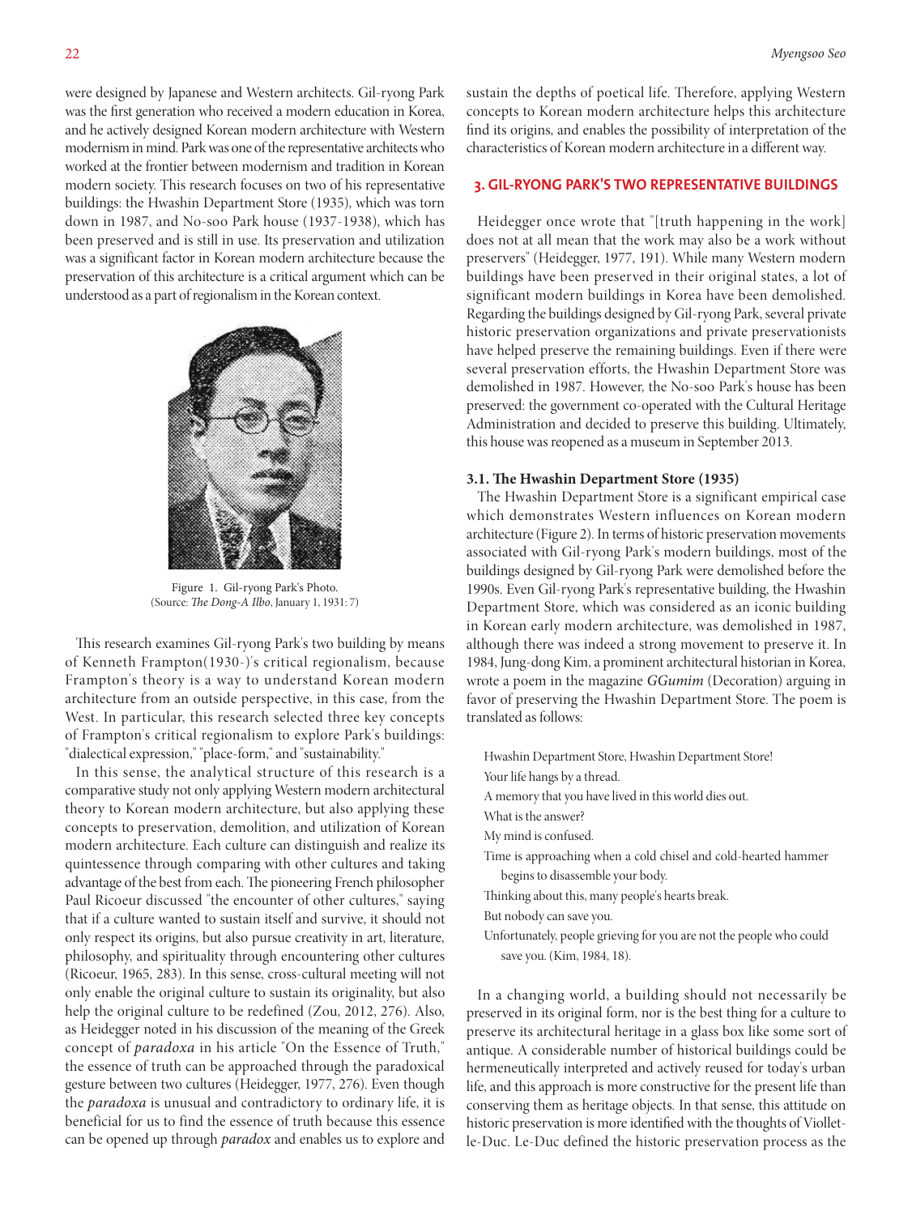were designed by Japanese and Western architects. Gil-ryong Park was the first generation who received a modern education in Korea, and he actively designed Korean modern architecture with Western modernism in mind. Park was one of the representative architects who worked at the frontier between modernism and tradition in Korean modern society. This research focuses on two of his representative buildings: the Hwashin Department Store (1935), which was torn down in 1987, and No-soo Park house (1937-1938), which has been preserved and is still in use. Its preservation and utilization was a significant factor in Korean modern architecture because the preservation of this architecture is a critical argument which can be understood as a part of regionalism in the Korean context.

Figure 1. Gil-ryong Park's Photo.
(Source: *The Dong-A Ilbo*, January 1, 1931: 7)

This research examines Gil-ryong Park's two building by means of Kenneth Frampton(1930-)'s critical regionalism, because Frampton's theory is a way to understand Korean modern architecture from an outside perspective, in this case, from the West. In particular, this research selected three key concepts of Frampton's critical regionalism to explore Park's buildings: "dialectical expression," "place-form," and "sustainability."

In this sense, the analytical structure of this research is a comparative study not only applying Western modern architectural theory to Korean modern architecture, but also applying these concepts to preservation, demolition, and utilization of Korean modern architecture. Each culture can distinguish and realize its quintessence through comparing with other cultures and taking advantage of the best from each. The pioneering French philosopher Paul Ricoeur discussed "the encounter of other cultures," saying that if a culture wanted to sustain itself and survive, it should not only respect its origins, but also pursue creativity in art, literature, philosophy, and spirituality through encountering other cultures (Ricoeur, 1965, 283). In this sense, cross-cultural meeting will not only enable the original culture to sustain its originality, but also help the original culture to be redefined (Zou, 2012, 276). Also, as Heidegger noted in his discussion of the meaning of the Greek concept of *paradoxa* in his article "On the Essence of Truth," the essence of truth can be approached through the paradoxical gesture between two cultures (Heidegger, 1977, 276). Even though the *paradoxa* is unusual and contradictory to ordinary life, it is beneficial for us to find the essence of truth because this essence can be opened up through *paradox* and enables us to explore and sustain the depths of poetical life. Therefore, applying Western concepts to Korean modern architecture helps this architecture find its origins, and enables the possibility of interpretation of the characteristics of Korean modern architecture in a different way.

## 3. GIL-RYONG PARK'S TWO REPRESENTATIVE BUILDINGS

Heidegger once wrote that "[truth happening in the work] does not at all mean that the work may also be a work without preservers" (Heidegger, 1977, 191). While many Western modern buildings have been preserved in their original states, a lot of significant modern buildings in Korea have been demolished. Regarding the buildings designed by Gil-ryong Park, several private historic preservation organizations and private preservationists have helped preserve the remaining buildings. Even if there were several preservation efforts, the Hwashin Department Store was demolished in 1987. However, the No-soo Park's house has been preserved: the government co-operated with the Cultural Heritage Administration and decided to preserve this building. Ultimately, this house was reopened as a museum in September 2013.

### 3.1. The Hwashin Department Store (1935)

The Hwashin Department Store is a significant empirical case which demonstrates Western influences on Korean modern architecture (Figure 2). In terms of historic preservation movements associated with Gil-ryong Park's modern buildings, most of the buildings designed by Gil-ryong Park were demolished before the 1990s. Even Gil-ryong Park's representative building, the Hwashin Department Store, which was considered as an iconic building in Korean early modern architecture, was demolished in 1987, although there was indeed a strong movement to preserve it. In 1984, Jung-dong Kim, a prominent architectural historian in Korea, wrote a poem in the magazine *GGumim* (Decoration) arguing in favor of preserving the Hwashin Department Store. The poem is translated as follows:

> Hwashin Department Store, Hwashin Department Store!
> Your life hangs by a thread.
> A memory that you have lived in this world dies out.
> What is the answer?
> My mind is confused.
> Time is approaching when a cold chisel and cold-hearted hammer begins to disassemble your body.
> Thinking about this, many people's hearts break.
> But nobody can save you.
> Unfortunately, people grieving for you are not the people who could save you. (Kim, 1984, 18).

In a changing world, a building should not necessarily be preserved in its original form, nor is the best thing for a culture to preserve its architectural heritage in a glass box like some sort of antique. A considerable number of historical buildings could be hermeneutically interpreted and actively reused for today's urban life, and this approach is more constructive for the present life than conserving them as heritage objects. In that sense, this attitude on historic preservation is more identified with the thoughts of Viollet-le-Duc. Le-Duc defined the historic preservation process as the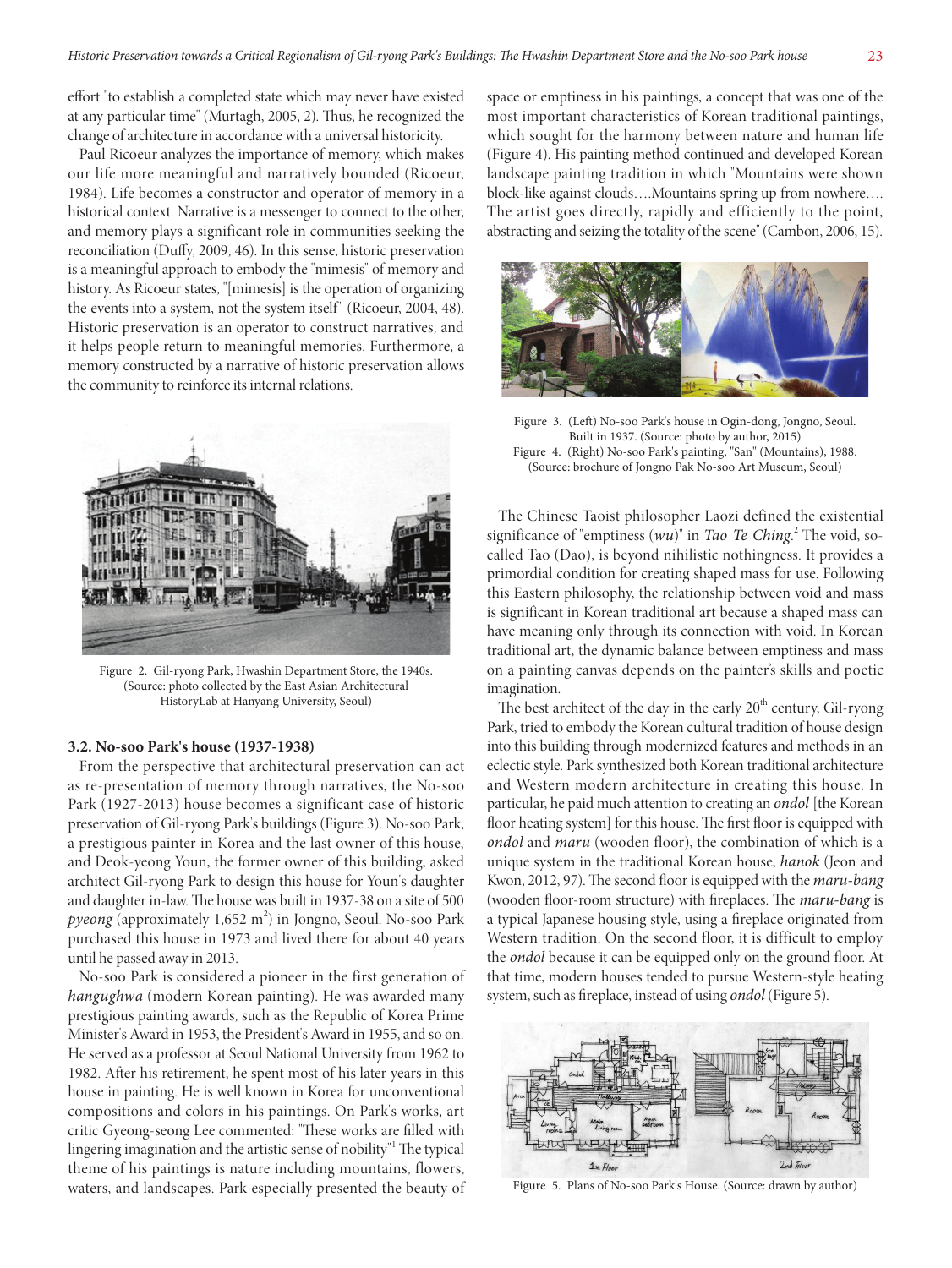effort "to establish a completed state which may never have existed at any particular time" (Murtagh, 2005, 2). Thus, he recognized the change of architecture in accordance with a universal historicity.

Paul Ricoeur analyzes the importance of memory, which makes our life more meaningful and narratively bounded (Ricoeur, 1984). Life becomes a constructor and operator of memory in a historical context. Narrative is a messenger to connect to the other, and memory plays a significant role in communities seeking the reconciliation (Duffy, 2009, 46). In this sense, historic preservation is a meaningful approach to embody the "mimesis" of memory and history. As Ricoeur states, "[mimesis] is the operation of organizing the events into a system, not the system itself" (Ricoeur, 2004, 48). Historic preservation is an operator to construct narratives, and it helps people return to meaningful memories. Furthermore, a memory constructed by a narrative of historic preservation allows the community to reinforce its internal relations.

Figure 2. Gil-ryong Park, Hwashin Department Store, the 1940s. (Source: photo collected by the East Asian Architectural HistoryLab at Hanyang University, Seoul)

### 3.2. No-soo Park's house (1937-1938)

From the perspective that architectural preservation can act as re-presentation of memory through narratives, the No-soo Park (1927-2013) house becomes a significant case of historic preservation of Gil-ryong Park's buildings (Figure 3). No-soo Park, a prestigious painter in Korea and the last owner of this house, and Deok-yeong Youn, the former owner of this building, asked architect Gil-ryong Park to design this house for Youn's daughter and daughter in-law. The house was built in 1937-38 on a site of 500 *pyeong* (approximately 1,652 m$^2$) in Jongno, Seoul. No-soo Park purchased this house in 1973 and lived there for about 40 years until he passed away in 2013.

No-soo Park is considered a pioneer in the first generation of *hangughwa* (modern Korean painting). He was awarded many prestigious painting awards, such as the Republic of Korea Prime Minister's Award in 1953, the President's Award in 1955, and so on. He served as a professor at Seoul National University from 1962 to 1982. After his retirement, he spent most of his later years in this house in painting. He is well known in Korea for unconventional compositions and colors in his paintings. On Park's works, art critic Gyeong-seong Lee commented: "These works are filled with lingering imagination and the artistic sense of nobility"[1] The typical theme of his paintings is nature including mountains, flowers, waters, and landscapes. Park especially presented the beauty of space or emptiness in his paintings, a concept that was one of the most important characteristics of Korean traditional paintings, which sought for the harmony between nature and human life (Figure 4). His painting method continued and developed Korean landscape painting tradition in which "Mountains were shown block-like against clouds….Mountains spring up from nowhere…. The artist goes directly, rapidly and efficiently to the point, abstracting and seizing the totality of the scene" (Cambon, 2006, 15).

Figure 3. (Left) No-soo Park's house in Ogin-dong, Jongno, Seoul. Built in 1937. (Source: photo by author, 2015)
Figure 4. (Right) No-soo Park's painting, "San" (Mountains), 1988. (Source: brochure of Jongno Pak No-soo Art Museum, Seoul)

The Chinese Taoist philosopher Laozi defined the existential significance of "emptiness (*wu*)" in *Tao Te Ching*.[2] The void, so-called Tao (Dao), is beyond nihilistic nothingness. It provides a primordial condition for creating shaped mass for use. Following this Eastern philosophy, the relationship between void and mass is significant in Korean traditional art because a shaped mass can have meaning only through its connection with void. In Korean traditional art, the dynamic balance between emptiness and mass on a painting canvas depends on the painter's skills and poetic imagination.

The best architect of the day in the early 20[th] century, Gil-ryong Park, tried to embody the Korean cultural tradition of house design into this building through modernized features and methods in an eclectic style. Park synthesized both Korean traditional architecture and Western modern architecture in creating this house. In particular, he paid much attention to creating an *ondol* [the Korean floor heating system] for this house. The first floor is equipped with *ondol* and *maru* (wooden floor), the combination of which is a unique system in the traditional Korean house, *hanok* (Jeon and Kwon, 2012, 97). The second floor is equipped with the *maru-bang* (wooden floor-room structure) with fireplaces. The *maru-bang* is a typical Japanese housing style, using a fireplace originated from Western tradition. On the second floor, it is difficult to employ the *ondol* because it can be equipped only on the ground floor. At that time, modern houses tended to pursue Western-style heating system, such as fireplace, instead of using *ondol* (Figure 5).

Figure 5. Plans of No-soo Park's House. (Source: drawn by author)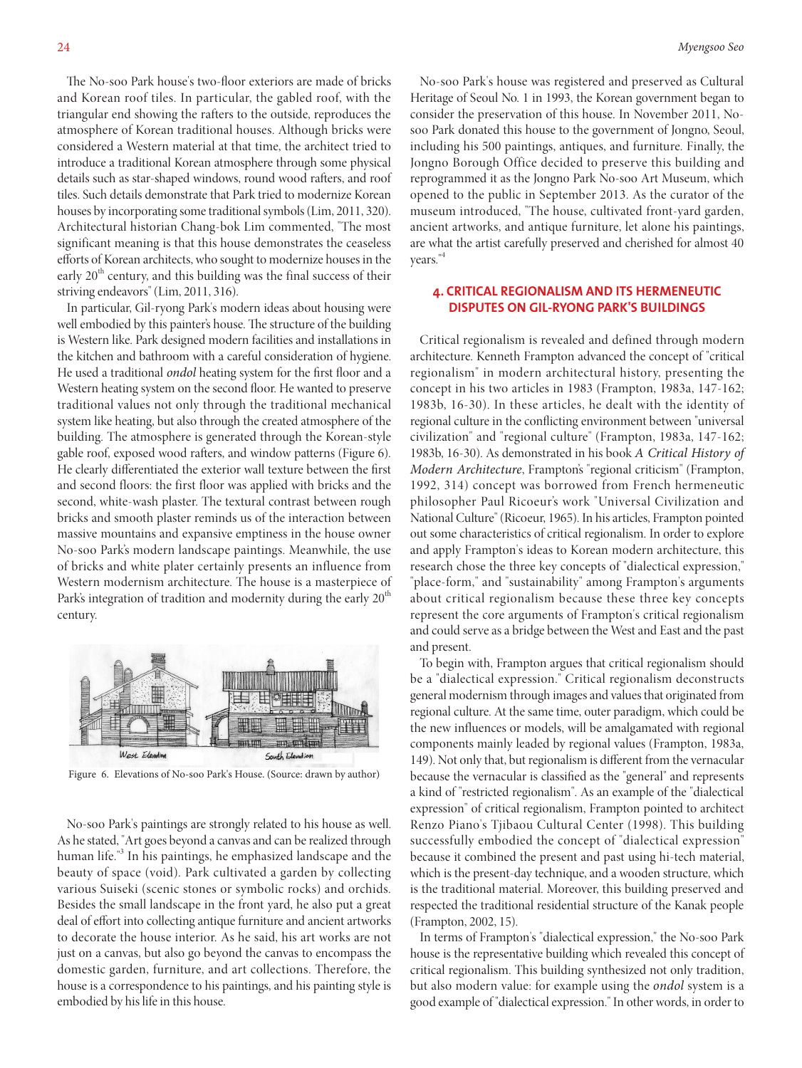The No-soo Park house's two-floor exteriors are made of bricks and Korean roof tiles. In particular, the gabled roof, with the triangular end showing the rafters to the outside, reproduces the atmosphere of Korean traditional houses. Although bricks were considered a Western material at that time, the architect tried to introduce a traditional Korean atmosphere through some physical details such as star-shaped windows, round wood rafters, and roof tiles. Such details demonstrate that Park tried to modernize Korean houses by incorporating some traditional symbols (Lim, 2011, 320). Architectural historian Chang-bok Lim commented, "The most significant meaning is that this house demonstrates the ceaseless efforts of Korean architects, who sought to modernize houses in the early 20th century, and this building was the final success of their striving endeavors" (Lim, 2011, 316).

In particular, Gil-ryong Park's modern ideas about housing were well embodied by this painter's house. The structure of the building is Western like. Park designed modern facilities and installations in the kitchen and bathroom with a careful consideration of hygiene. He used a traditional *ondol* heating system for the first floor and a Western heating system on the second floor. He wanted to preserve traditional values not only through the traditional mechanical system like heating, but also through the created atmosphere of the building. The atmosphere is generated through the Korean-style gable roof, exposed wood rafters, and window patterns (Figure 6). He clearly differentiated the exterior wall texture between the first and second floors: the first floor was applied with bricks and the second, white-wash plaster. The textural contrast between rough bricks and smooth plaster reminds us of the interaction between massive mountains and expansive emptiness in the house owner No-soo Park's modern landscape paintings. Meanwhile, the use of bricks and white plater certainly presents an influence from Western modernism architecture. The house is a masterpiece of Park's integration of tradition and modernity during the early 20th century.

Figure 6. Elevations of No-soo Park's House. (Source: drawn by author)

No-soo Park's paintings are strongly related to his house as well. As he stated, "Art goes beyond a canvas and can be realized through human life."[3] In his paintings, he emphasized landscape and the beauty of space (void). Park cultivated a garden by collecting various Suiseki (scenic stones or symbolic rocks) and orchids. Besides the small landscape in the front yard, he also put a great deal of effort into collecting antique furniture and ancient artworks to decorate the house interior. As he said, his art works are not just on a canvas, but also go beyond the canvas to encompass the domestic garden, furniture, and art collections. Therefore, the house is a correspondence to his paintings, and his painting style is embodied by his life in this house.

No-soo Park's house was registered and preserved as Cultural Heritage of Seoul No. 1 in 1993, the Korean government began to consider the preservation of this house. In November 2011, No-soo Park donated this house to the government of Jongno, Seoul, including his 500 paintings, antiques, and furniture. Finally, the Jongno Borough Office decided to preserve this building and reprogrammed it as the Jongno Park No-soo Art Museum, which opened to the public in September 2013. As the curator of the museum introduced, "The house, cultivated front-yard garden, ancient artworks, and antique furniture, let alone his paintings, are what the artist carefully preserved and cherished for almost 40 years."[4]

## 4. CRITICAL REGIONALISM AND ITS HERMENEUTIC DISPUTES ON GIL-RYONG PARK'S BUILDINGS

Critical regionalism is revealed and defined through modern architecture. Kenneth Frampton advanced the concept of "critical regionalism" in modern architectural history, presenting the concept in his two articles in 1983 (Frampton, 1983a, 147-162; 1983b, 16-30). In these articles, he dealt with the identity of regional culture in the conflicting environment between "universal civilization" and "regional culture" (Frampton, 1983a, 147-162; 1983b, 16-30). As demonstrated in his book *A Critical History of Modern Architecture*, Frampton's "regional criticism" (Frampton, 1992, 314) concept was borrowed from French hermeneutic philosopher Paul Ricoeur's work "Universal Civilization and National Culture" (Ricoeur, 1965). In his articles, Frampton pointed out some characteristics of critical regionalism. In order to explore and apply Frampton's ideas to Korean modern architecture, this research chose the three key concepts of "dialectical expression," "place-form," and "sustainability" among Frampton's arguments about critical regionalism because these three key concepts represent the core arguments of Frampton's critical regionalism and could serve as a bridge between the West and East and the past and present.

To begin with, Frampton argues that critical regionalism should be a "dialectical expression." Critical regionalism deconstructs general modernism through images and values that originated from regional culture. At the same time, outer paradigm, which could be the new influences or models, will be amalgamated with regional components mainly leaded by regional values (Frampton, 1983a, 149). Not only that, but regionalism is different from the vernacular because the vernacular is classified as the "general" and represents a kind of "restricted regionalism". As an example of the "dialectical expression" of critical regionalism, Frampton pointed to architect Renzo Piano's Tjibaou Cultural Center (1998). This building successfully embodied the concept of "dialectical expression" because it combined the present and past using hi-tech material, which is the present-day technique, and a wooden structure, which is the traditional material. Moreover, this building preserved and respected the traditional residential structure of the Kanak people (Frampton, 2002, 15).

In terms of Frampton's "dialectical expression," the No-soo Park house is the representative building which revealed this concept of critical regionalism. This building synthesized not only tradition, but also modern value: for example using the *ondol* system is a good example of "dialectical expression." In other words, in order to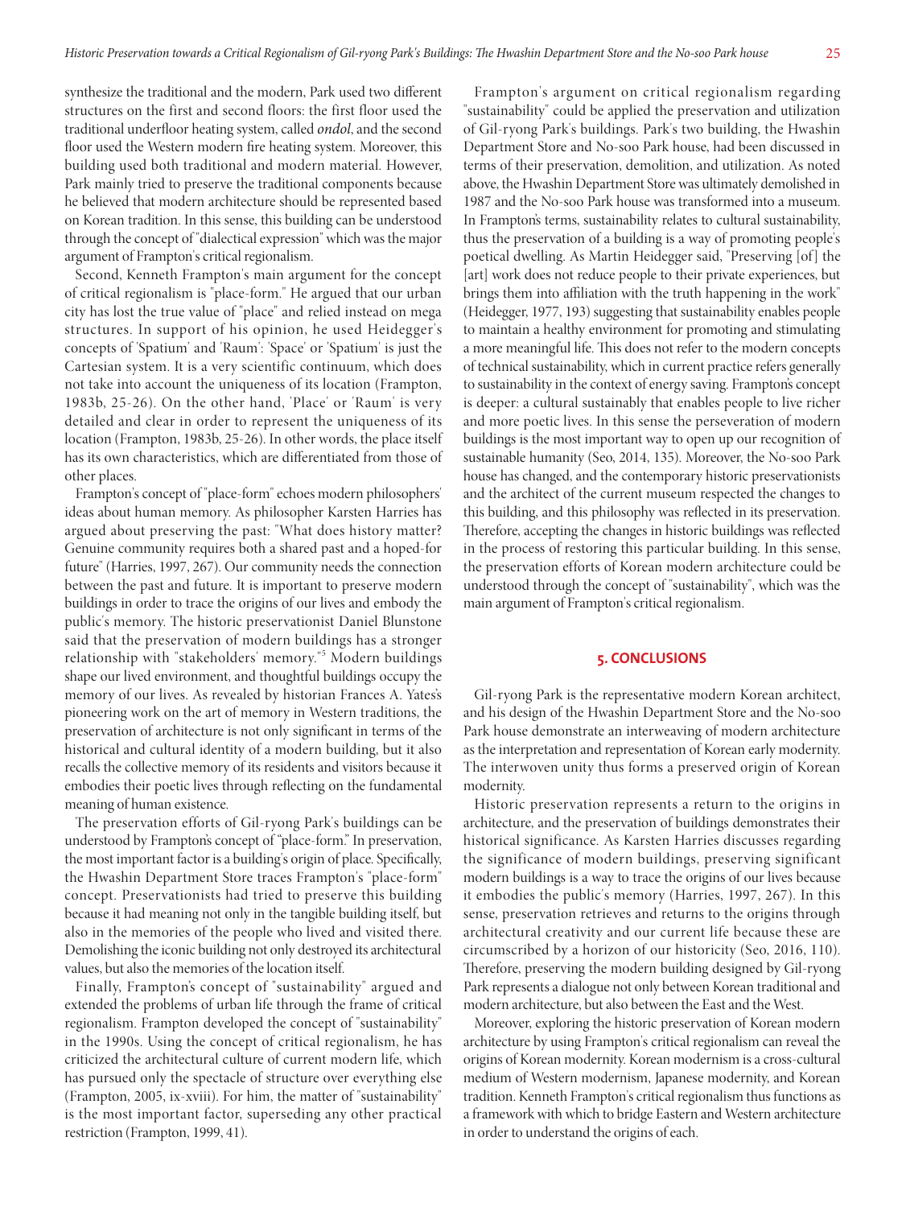synthesize the traditional and the modern, Park used two different structures on the first and second floors: the first floor used the traditional underfloor heating system, called *ondol*, and the second floor used the Western modern fire heating system. Moreover, this building used both traditional and modern material. However, Park mainly tried to preserve the traditional components because he believed that modern architecture should be represented based on Korean tradition. In this sense, this building can be understood through the concept of "dialectical expression" which was the major argument of Frampton's critical regionalism.

Second, Kenneth Frampton's main argument for the concept of critical regionalism is "place-form." He argued that our urban city has lost the true value of "place" and relied instead on mega structures. In support of his opinion, he used Heidegger's concepts of 'Spatium' and 'Raum': 'Space' or 'Spatium' is just the Cartesian system. It is a very scientific continuum, which does not take into account the uniqueness of its location (Frampton, 1983b, 25-26). On the other hand, 'Place' or 'Raum' is very detailed and clear in order to represent the uniqueness of its location (Frampton, 1983b, 25-26). In other words, the place itself has its own characteristics, which are differentiated from those of other places.

Frampton's concept of "place-form" echoes modern philosophers' ideas about human memory. As philosopher Karsten Harries has argued about preserving the past: "What does history matter? Genuine community requires both a shared past and a hoped-for future" (Harries, 1997, 267). Our community needs the connection between the past and future. It is important to preserve modern buildings in order to trace the origins of our lives and embody the public's memory. The historic preservationist Daniel Blunstone said that the preservation of modern buildings has a stronger relationship with "stakeholders' memory."[5] Modern buildings shape our lived environment, and thoughtful buildings occupy the memory of our lives. As revealed by historian Frances A. Yates's pioneering work on the art of memory in Western traditions, the preservation of architecture is not only significant in terms of the historical and cultural identity of a modern building, but it also recalls the collective memory of its residents and visitors because it embodies their poetic lives through reflecting on the fundamental meaning of human existence.

The preservation efforts of Gil-ryong Park's buildings can be understood by Frampton's concept of "place-form." In preservation, the most important factor is a building's origin of place. Specifically, the Hwashin Department Store traces Frampton's "place-form" concept. Preservationists had tried to preserve this building because it had meaning not only in the tangible building itself, but also in the memories of the people who lived and visited there. Demolishing the iconic building not only destroyed its architectural values, but also the memories of the location itself.

Finally, Frampton's concept of "sustainability" argued and extended the problems of urban life through the frame of critical regionalism. Frampton developed the concept of "sustainability" in the 1990s. Using the concept of critical regionalism, he has criticized the architectural culture of current modern life, which has pursued only the spectacle of structure over everything else (Frampton, 2005, ix-xviii). For him, the matter of "sustainability" is the most important factor, superseding any other practical restriction (Frampton, 1999, 41).

Frampton's argument on critical regionalism regarding "sustainability" could be applied the preservation and utilization of Gil-ryong Park's buildings. Park's two building, the Hwashin Department Store and No-soo Park house, had been discussed in terms of their preservation, demolition, and utilization. As noted above, the Hwashin Department Store was ultimately demolished in 1987 and the No-soo Park house was transformed into a museum. In Frampton's terms, sustainability relates to cultural sustainability, thus the preservation of a building is a way of promoting people's poetical dwelling. As Martin Heidegger said, "Preserving [of] the [art] work does not reduce people to their private experiences, but brings them into affiliation with the truth happening in the work" (Heidegger, 1977, 193) suggesting that sustainability enables people to maintain a healthy environment for promoting and stimulating a more meaningful life. This does not refer to the modern concepts of technical sustainability, which in current practice refers generally to sustainability in the context of energy saving. Frampton's concept is deeper: a cultural sustainably that enables people to live richer and more poetic lives. In this sense the perseveration of modern buildings is the most important way to open up our recognition of sustainable humanity (Seo, 2014, 135). Moreover, the No-soo Park house has changed, and the contemporary historic preservationists and the architect of the current museum respected the changes to this building, and this philosophy was reflected in its preservation. Therefore, accepting the changes in historic buildings was reflected in the process of restoring this particular building. In this sense, the preservation efforts of Korean modern architecture could be understood through the concept of "sustainability", which was the main argument of Frampton's critical regionalism.

## 5. CONCLUSIONS

Gil-ryong Park is the representative modern Korean architect, and his design of the Hwashin Department Store and the No-soo Park house demonstrate an interweaving of modern architecture as the interpretation and representation of Korean early modernity. The interwoven unity thus forms a preserved origin of Korean modernity.

Historic preservation represents a return to the origins in architecture, and the preservation of buildings demonstrates their historical significance. As Karsten Harries discusses regarding the significance of modern buildings, preserving significant modern buildings is a way to trace the origins of our lives because it embodies the public's memory (Harries, 1997, 267). In this sense, preservation retrieves and returns to the origins through architectural creativity and our current life because these are circumscribed by a horizon of our historicity (Seo, 2016, 110). Therefore, preserving the modern building designed by Gil-ryong Park represents a dialogue not only between Korean traditional and modern architecture, but also between the East and the West.

Moreover, exploring the historic preservation of Korean modern architecture by using Frampton's critical regionalism can reveal the origins of Korean modernity. Korean modernism is a cross-cultural medium of Western modernism, Japanese modernity, and Korean tradition. Kenneth Frampton's critical regionalism thus functions as a framework with which to bridge Eastern and Western architecture in order to understand the origins of each.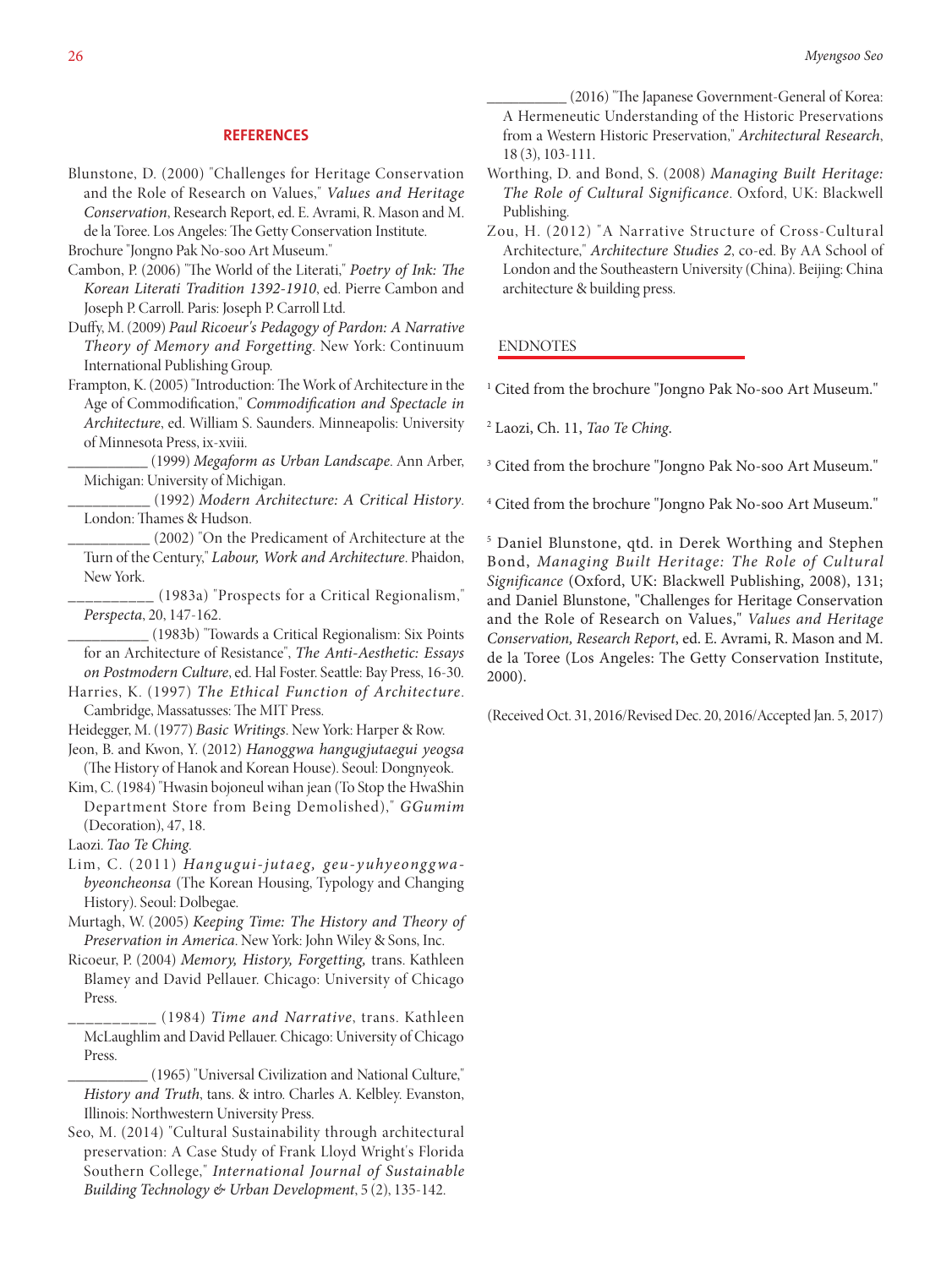## REFERENCES

Blunstone, D. (2000) "Challenges for Heritage Conservation and the Role of Research on Values," *Values and Heritage Conservation*, Research Report, ed. E. Avrami, R. Mason and M. de la Toree. Los Angeles: The Getty Conservation Institute.

Brochure "Jongno Pak No-soo Art Museum."

Cambon, P. (2006) "The World of the Literati," *Poetry of Ink: The Korean Literati Tradition 1392-1910*, ed. Pierre Cambon and Joseph P. Carroll. Paris: Joseph P. Carroll Ltd.

Duffy, M. (2009) *Paul Ricoeur's Pedagogy of Pardon: A Narrative Theory of Memory and Forgetting*. New York: Continuum International Publishing Group.

Frampton, K. (2005) "Introduction: The Work of Architecture in the Age of Commodification," *Commodification and Spectacle in Architecture*, ed. William S. Saunders. Minneapolis: University of Minnesota Press, ix-xviii.

__________ (1999) *Megaform as Urban Landscape*. Ann Arber, Michigan: University of Michigan.

__________ (1992) *Modern Architecture: A Critical History*. London: Thames & Hudson.

__________ (2002) "On the Predicament of Architecture at the Turn of the Century," *Labour, Work and Architecture*. Phaidon, New York.

__________ (1983a) "Prospects for a Critical Regionalism," *Perspecta*, 20, 147-162.

__________ (1983b) "Towards a Critical Regionalism: Six Points for an Architecture of Resistance", *The Anti-Aesthetic: Essays on Postmodern Culture*, ed. Hal Foster. Seattle: Bay Press, 16-30.

Harries, K. (1997) *The Ethical Function of Architecture*. Cambridge, Massatusses: The MIT Press.

Heidegger, M. (1977) *Basic Writings*. New York: Harper & Row.

Jeon, B. and Kwon, Y. (2012) *Hanoggwa hangugjutaegui yeogsa* (The History of Hanok and Korean House). Seoul: Dongnyeok.

Kim, C. (1984) "Hwasin bojoneul wihan jean (To Stop the HwaShin Department Store from Being Demolished)," *GGumim* (Decoration), 47, 18.

Laozi. *Tao Te Ching*.

Lim, C. (2011) *Hangugui-jutaeg, geu-yuhyeonggwa-byeoncheonsa* (The Korean Housing, Typology and Changing History). Seoul: Dolbegae.

Murtagh, W. (2005) *Keeping Time: The History and Theory of Preservation in America*. New York: John Wiley & Sons, Inc.

Ricoeur, P. (2004) *Memory, History, Forgetting,* trans. Kathleen Blamey and David Pellauer. Chicago: University of Chicago Press.

__________ (1984) *Time and Narrative*, trans. Kathleen McLaughlim and David Pellauer. Chicago: University of Chicago Press.

__________ (1965) "Universal Civilization and National Culture," *History and Truth*, tans. & intro. Charles A. Kelbley. Evanston, Illinois: Northwestern University Press.

Seo, M. (2014) "Cultural Sustainability through architectural preservation: A Case Study of Frank Lloyd Wright's Florida Southern College," *International Journal of Sustainable Building Technology & Urban Development*, 5 (2), 135-142.

__________ (2016) "The Japanese Government-General of Korea: A Hermeneutic Understanding of the Historic Preservations from a Western Historic Preservation," *Architectural Research*, 18 (3), 103-111.

Worthing, D. and Bond, S. (2008) *Managing Built Heritage: The Role of Cultural Significance*. Oxford, UK: Blackwell Publishing.

Zou, H. (2012) "A Narrative Structure of Cross-Cultural Architecture," *Architecture Studies 2*, co-ed. By AA School of London and the Southeastern University (China). Beijing: China architecture & building press.

## ENDNOTES

[1] Cited from the brochure "Jongno Pak No-soo Art Museum."

[2] Laozi, Ch. 11, *Tao Te Ching*.

[3] Cited from the brochure "Jongno Pak No-soo Art Museum."

[4] Cited from the brochure "Jongno Pak No-soo Art Museum."

[5] Daniel Blunstone, qtd. in Derek Worthing and Stephen Bond, *Managing Built Heritage: The Role of Cultural Significance* (Oxford, UK: Blackwell Publishing, 2008), 131; and Daniel Blunstone, "Challenges for Heritage Conservation and the Role of Research on Values," *Values and Heritage Conservation, Research Report*, ed. E. Avrami, R. Mason and M. de la Toree (Los Angeles: The Getty Conservation Institute, 2000).

(Received Oct. 31, 2016/Revised Dec. 20, 2016/Accepted Jan. 5, 2017)